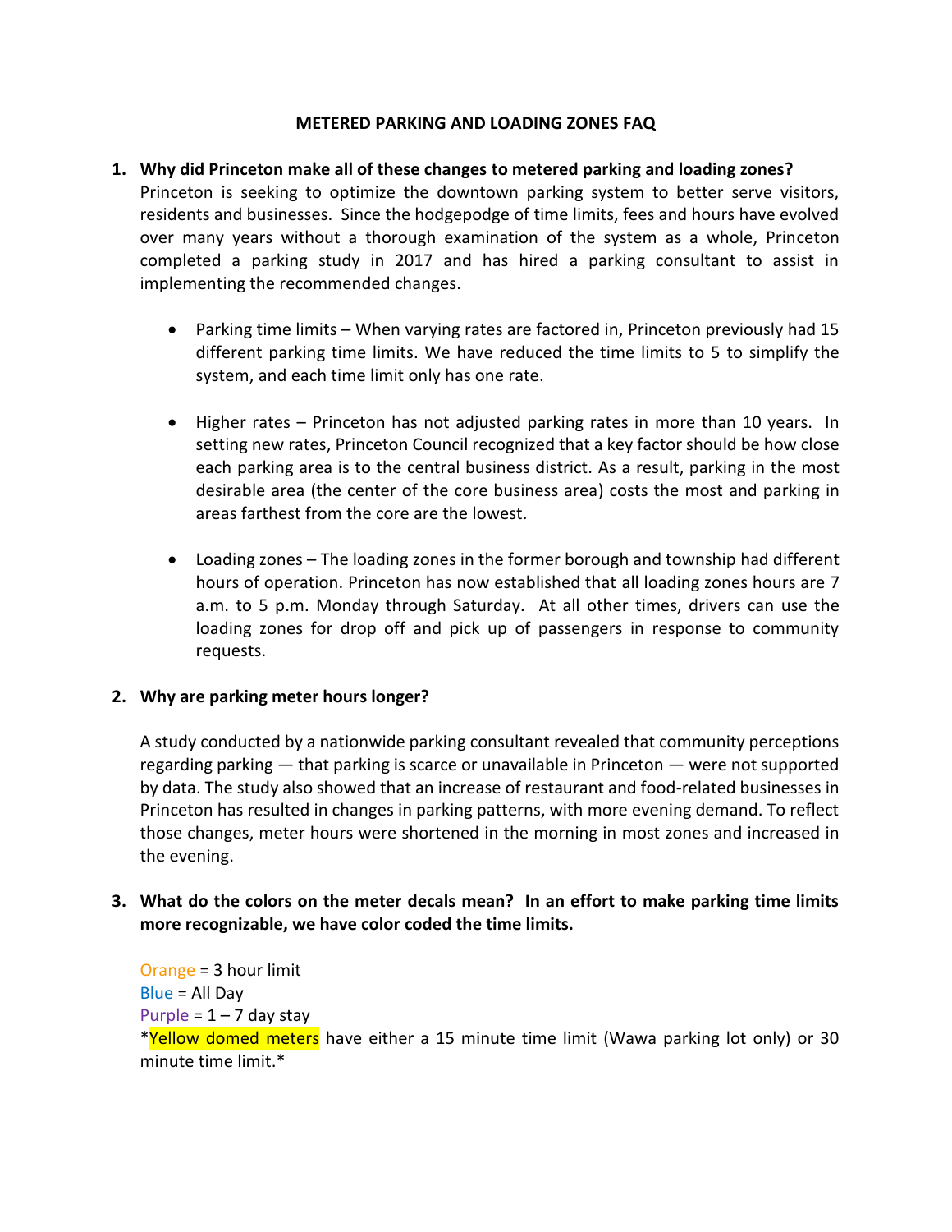# METERED PARKING AND LOADING ZONES FAQ

1. **Why did Princeton make all of these changes to metered parking and loading zones?**
   Princeton is seeking to optimize the downtown parking system to better serve visitors, residents and businesses. Since the hodgepodge of time limits, fees and hours have evolved over many years without a thorough examination of the system as a whole, Princeton completed a parking study in 2017 and has hired a parking consultant to assist in implementing the recommended changes.

   - Parking time limits – When varying rates are factored in, Princeton previously had 15 different parking time limits. We have reduced the time limits to 5 to simplify the system, and each time limit only has one rate.

   - Higher rates – Princeton has not adjusted parking rates in more than 10 years. In setting new rates, Princeton Council recognized that a key factor should be how close each parking area is to the central business district. As a result, parking in the most desirable area (the center of the core business area) costs the most and parking in areas farthest from the core are the lowest.

   - Loading zones – The loading zones in the former borough and township had different hours of operation. Princeton has now established that all loading zones hours are 7 a.m. to 5 p.m. Monday through Saturday. At all other times, drivers can use the loading zones for drop off and pick up of passengers in response to community requests.

2. **Why are parking meter hours longer?**

   A study conducted by a nationwide parking consultant revealed that community perceptions regarding parking — that parking is scarce or unavailable in Princeton — were not supported by data. The study also showed that an increase of restaurant and food-related businesses in Princeton has resulted in changes in parking patterns, with more evening demand. To reflect those changes, meter hours were shortened in the morning in most zones and increased in the evening.

3. **What do the colors on the meter decals mean? In an effort to make parking time limits more recognizable, we have color coded the time limits.**

   Orange = 3 hour limit
   Blue = All Day
   Purple = 1 – 7 day stay
   *Yellow domed meters have either a 15 minute time limit (Wawa parking lot only) or 30 minute time limit.*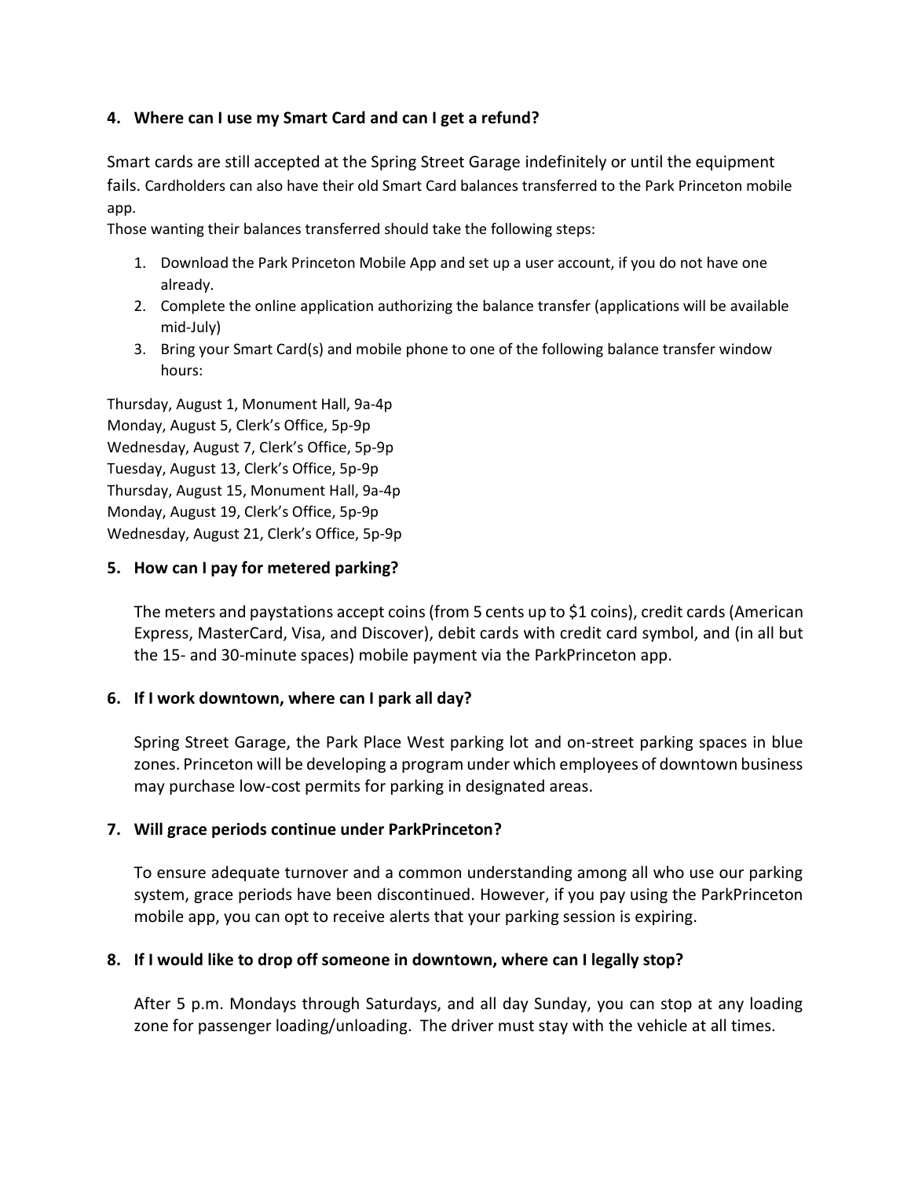### 4. Where can I use my Smart Card and can I get a refund?

Smart cards are still accepted at the Spring Street Garage indefinitely or until the equipment fails. Cardholders can also have their old Smart Card balances transferred to the Park Princeton mobile app.

Those wanting their balances transferred should take the following steps:

1. Download the Park Princeton Mobile App and set up a user account, if you do not have one already.
2. Complete the online application authorizing the balance transfer (applications will be available mid-July)
3. Bring your Smart Card(s) and mobile phone to one of the following balance transfer window hours:

Thursday, August 1, Monument Hall, 9a-4p
Monday, August 5, Clerk's Office, 5p-9p
Wednesday, August 7, Clerk's Office, 5p-9p
Tuesday, August 13, Clerk's Office, 5p-9p
Thursday, August 15, Monument Hall, 9a-4p
Monday, August 19, Clerk's Office, 5p-9p
Wednesday, August 21, Clerk's Office, 5p-9p

### 5. How can I pay for metered parking?

The meters and paystations accept coins (from 5 cents up to $1 coins), credit cards (American Express, MasterCard, Visa, and Discover), debit cards with credit card symbol, and (in all but the 15- and 30-minute spaces) mobile payment via the ParkPrinceton app.

### 6. If I work downtown, where can I park all day?

Spring Street Garage, the Park Place West parking lot and on-street parking spaces in blue zones. Princeton will be developing a program under which employees of downtown business may purchase low-cost permits for parking in designated areas.

### 7. Will grace periods continue under ParkPrinceton?

To ensure adequate turnover and a common understanding among all who use our parking system, grace periods have been discontinued. However, if you pay using the ParkPrinceton mobile app, you can opt to receive alerts that your parking session is expiring.

### 8. If I would like to drop off someone in downtown, where can I legally stop?

After 5 p.m. Mondays through Saturdays, and all day Sunday, you can stop at any loading zone for passenger loading/unloading. The driver must stay with the vehicle at all times.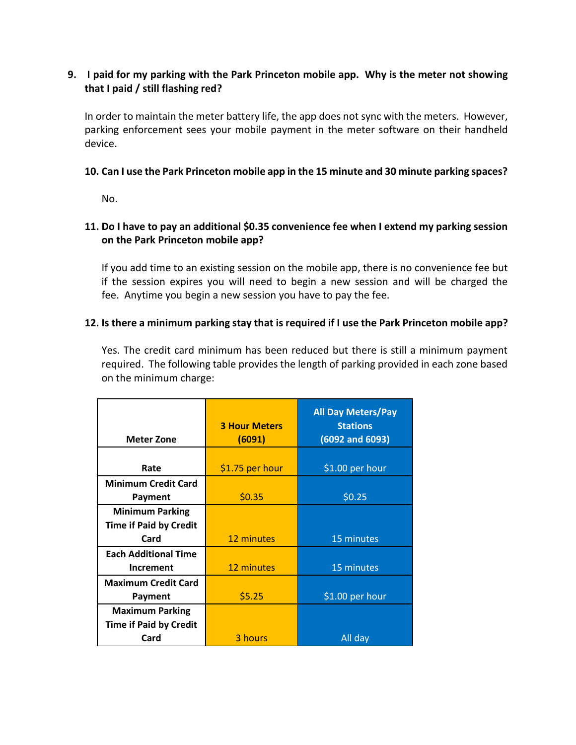**9. I paid for my parking with the Park Princeton mobile app. Why is the meter not showing that I paid / still flashing red?**

In order to maintain the meter battery life, the app does not sync with the meters. However, parking enforcement sees your mobile payment in the meter software on their handheld device.

**10. Can I use the Park Princeton mobile app in the 15 minute and 30 minute parking spaces?**

No.

**11. Do I have to pay an additional $0.35 convenience fee when I extend my parking session on the Park Princeton mobile app?**

If you add time to an existing session on the mobile app, there is no convenience fee but if the session expires you will need to begin a new session and will be charged the fee. Anytime you begin a new session you have to pay the fee.

**12. Is there a minimum parking stay that is required if I use the Park Princeton mobile app?**

Yes. The credit card minimum has been reduced but there is still a minimum payment required. The following table provides the length of parking provided in each zone based on the minimum charge:

| Meter Zone | 3 Hour Meters (6091) | All Day Meters/Pay Stations (6092 and 6093) |
|---|---|---|
| Rate | $1.75 per hour | $1.00 per hour |
| Minimum Credit Card Payment | $0.35 | $0.25 |
| Minimum Parking Time if Paid by Credit Card | 12 minutes | 15 minutes |
| Each Additional Time Increment | 12 minutes | 15 minutes |
| Maximum Credit Card Payment | $5.25 | $1.00 per hour |
| Maximum Parking Time if Paid by Credit Card | 3 hours | All day |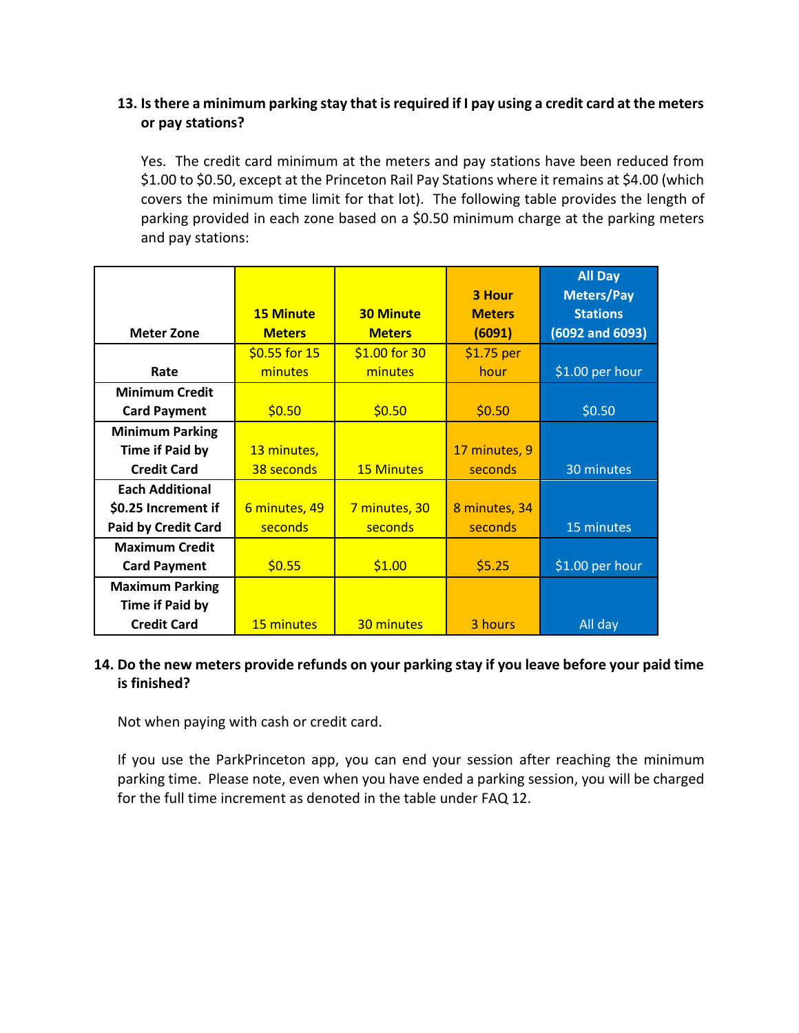**13. Is there a minimum parking stay that is required if I pay using a credit card at the meters or pay stations?**

Yes. The credit card minimum at the meters and pay stations have been reduced from $1.00 to $0.50, except at the Princeton Rail Pay Stations where it remains at $4.00 (which covers the minimum time limit for that lot). The following table provides the length of parking provided in each zone based on a $0.50 minimum charge at the parking meters and pay stations:

| Meter Zone | 15 Minute Meters | 30 Minute Meters | 3 Hour Meters (6091) | All Day Meters/Pay Stations (6092 and 6093) |
|---|---|---|---|---|
| Rate | $0.55 for 15 minutes | $1.00 for 30 minutes | $1.75 per hour | $1.00 per hour |
| Minimum Credit Card Payment | $0.50 | $0.50 | $0.50 | $0.50 |
| Minimum Parking Time if Paid by Credit Card | 13 minutes, 38 seconds | 15 Minutes | 17 minutes, 9 seconds | 30 minutes |
| Each Additional $0.25 Increment if Paid by Credit Card | 6 minutes, 49 seconds | 7 minutes, 30 seconds | 8 minutes, 34 seconds | 15 minutes |
| Maximum Credit Card Payment | $0.55 | $1.00 | $5.25 | $1.00 per hour |
| Maximum Parking Time if Paid by Credit Card | 15 minutes | 30 minutes | 3 hours | All day |

**14. Do the new meters provide refunds on your parking stay if you leave before your paid time is finished?**

Not when paying with cash or credit card.

If you use the ParkPrinceton app, you can end your session after reaching the minimum parking time. Please note, even when you have ended a parking session, you will be charged for the full time increment as denoted in the table under FAQ 12.